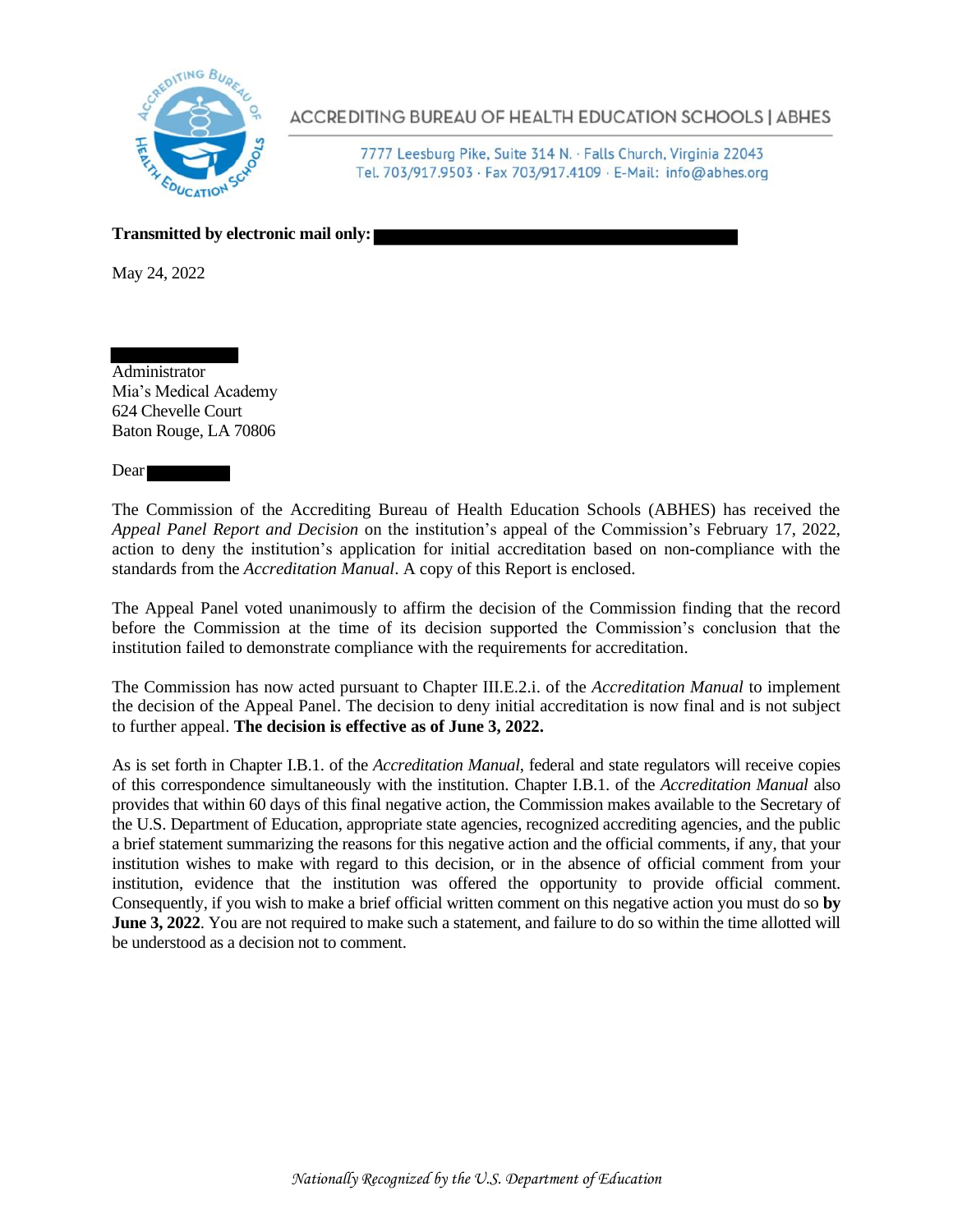ACCREDITING BUREAU OF HEALTH EDUCATION SCHOOLS | ABHES

7777 Leesburg Pike, Suite 314 N. · Falls Church, Virginia 22043
Tel. 703/917.9503 · Fax 703/917.4109 · E-Mail: info@abhes.org

**Transmitted by electronic mail only:**

May 24, 2022

Administrator
Mia's Medical Academy
624 Chevelle Court
Baton Rouge, LA 70806

Dear

The Commission of the Accrediting Bureau of Health Education Schools (ABHES) has received the *Appeal Panel Report and Decision* on the institution's appeal of the Commission's February 17, 2022, action to deny the institution's application for initial accreditation based on non-compliance with the standards from the *Accreditation Manual*. A copy of this Report is enclosed.

The Appeal Panel voted unanimously to affirm the decision of the Commission finding that the record before the Commission at the time of its decision supported the Commission's conclusion that the institution failed to demonstrate compliance with the requirements for accreditation.

The Commission has now acted pursuant to Chapter III.E.2.i. of the *Accreditation Manual* to implement the decision of the Appeal Panel. The decision to deny initial accreditation is now final and is not subject to further appeal. **The decision is effective as of June 3, 2022.**

As is set forth in Chapter I.B.1. of the *Accreditation Manual*, federal and state regulators will receive copies of this correspondence simultaneously with the institution. Chapter I.B.1. of the *Accreditation Manual* also provides that within 60 days of this final negative action, the Commission makes available to the Secretary of the U.S. Department of Education, appropriate state agencies, recognized accrediting agencies, and the public a brief statement summarizing the reasons for this negative action and the official comments, if any, that your institution wishes to make with regard to this decision, or in the absence of official comment from your institution, evidence that the institution was offered the opportunity to provide official comment. Consequently, if you wish to make a brief official written comment on this negative action you must do so **by June 3, 2022**. You are not required to make such a statement, and failure to do so within the time allotted will be understood as a decision not to comment.

*Nationally Recognized by the U.S. Department of Education*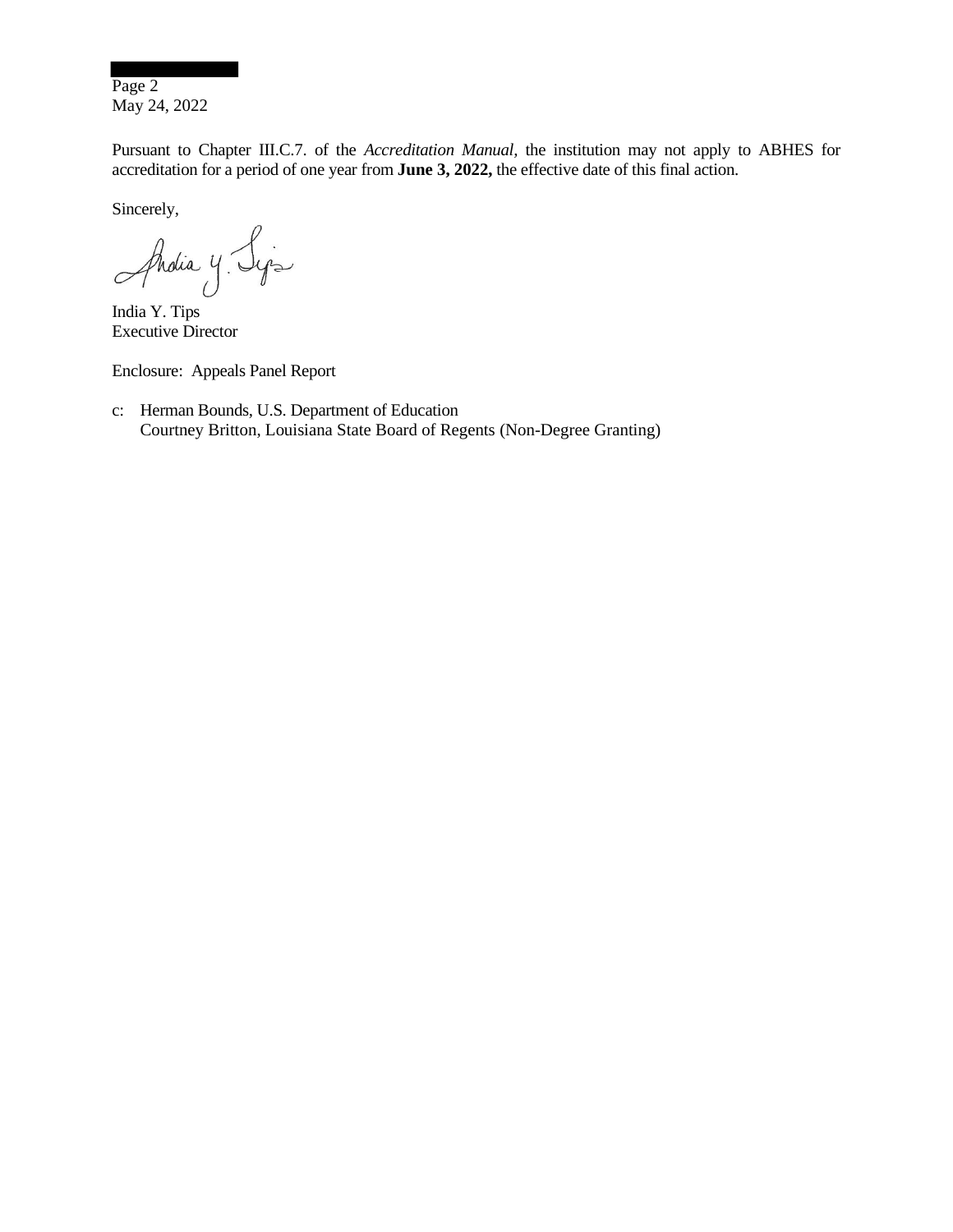Pursuant to Chapter III.C.7. of the *Accreditation Manual*, the institution may not apply to ABHES for accreditation for a period of one year from **June 3, 2022,** the effective date of this final action.

Sincerely,

India Y. Tips
Executive Director

Enclosure: Appeals Panel Report

c: Herman Bounds, U.S. Department of Education
Courtney Britton, Louisiana State Board of Regents (Non-Degree Granting)